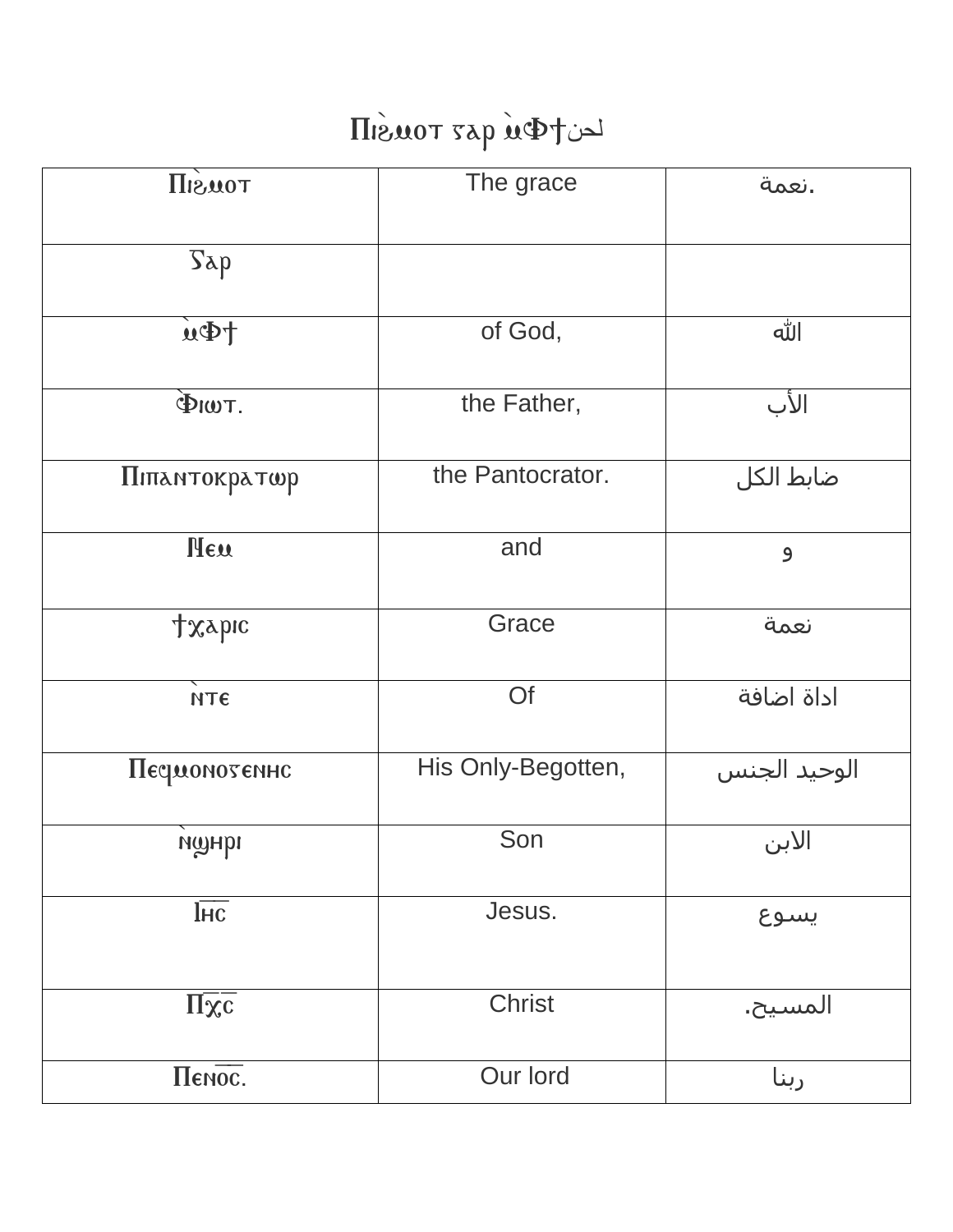# Ⲡⲓϩ̀ⲙⲟⲧ ⲅⲁⲣ ⲙ̀Ⲫϯلحن

| Ⲡⲓϩ̀ⲙⲟⲧ | The grace | نعمة. |
|---|---|---|
| Ⲅⲁⲣ | | |
| ⲙ̀Ⲫϯ | of God, | الله |
| Ⲫ̀ⲓⲱⲧ. | the Father, | الأب |
| Ⲡⲓⲡⲁⲛⲧⲟⲕⲣⲁⲧⲱⲣ | the Pantocrator. | ضابط الكل |
| Ⲛⲉⲙ | and | و |
| ϯⲭⲁⲣⲓⲥ | Grace | نعمة |
| ⲛ̀ⲧⲉ | Of | اداة اضافة |
| Ⲡⲉϥⲙⲟⲛⲟⲅⲉⲛⲏⲥ | His Only-Begotten, | الوحيد الجنس |
| ⲛ̀ϣⲏⲣⲓ | Son | الابن |
| Ⲓⲏ̅ⲥ̅ | Jesus. | يسوع |
| Ⲡⲭ̅ⲥ̅ | Christ | المسيح. |
| Ⲡⲉⲛⲟ̅ⲥ̅. | Our lord | ربنا |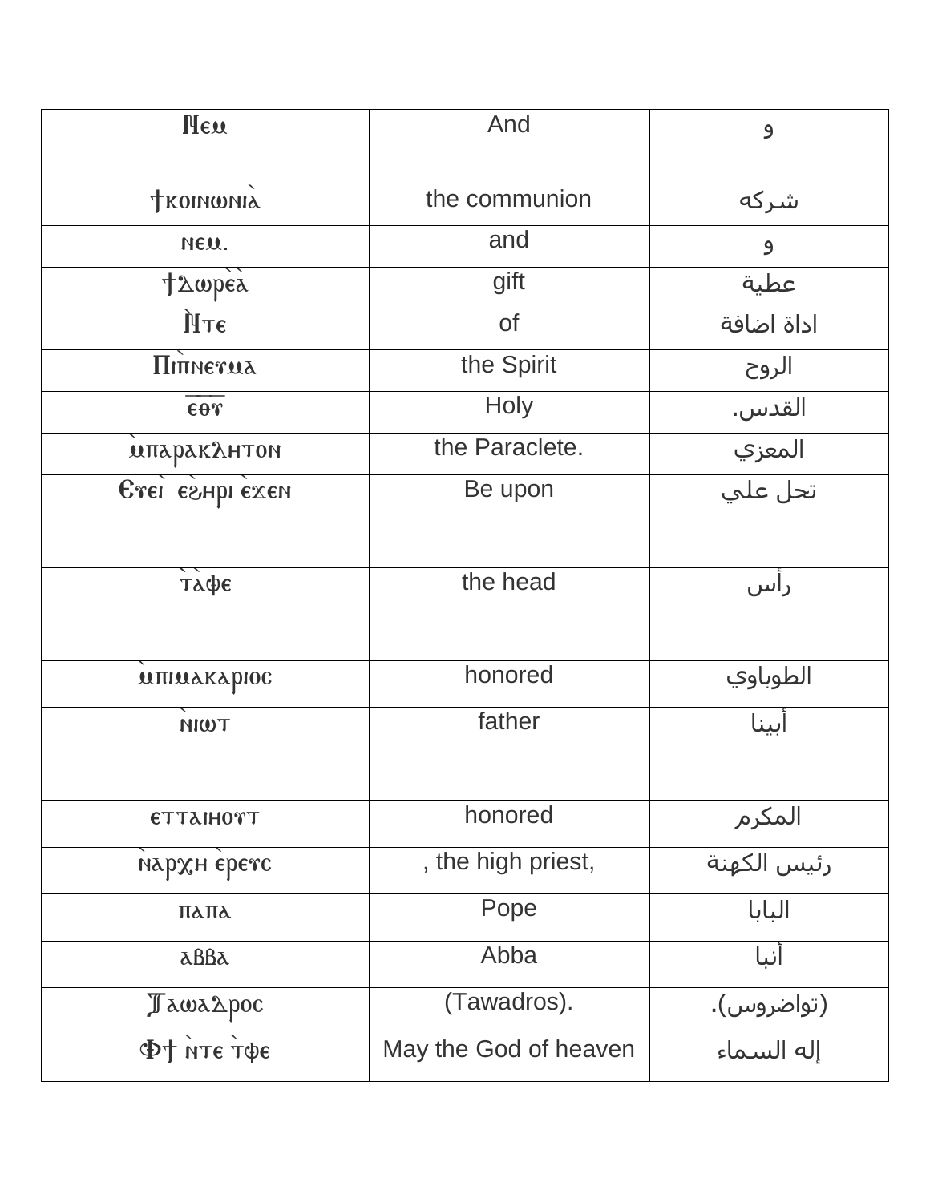| Ⲛⲉⲙ | And | و |
|---|---|---|
| ϮⲕⲟⲓⲛⲱⲛⲓⲀ̀ | the communion | شركه |
| ⲛⲉⲙ. | and | و |
| Ϯⲇⲱⲣⲉ̀ⲁ̀ | gift | عطية |
| Ⲛ̀ⲧⲉ | of | اداة اضافة |
| Ⲡⲓⲡ̀ⲛⲉⲩⲙⲁ | the Spirit | الروح |
| ⲉⲑⲩ | Holy | القدس. |
| ⲙ̀ⲡⲁⲣⲁⲕⲗⲏⲧⲟⲛ | the Paraclete. | المعزي |
| Ⲉⲩⲉⲓ̀ ⲉϩⲣⲏⲓ ⲉ̀ϫⲉⲛ | Be upon | تحل علي |
| ⲧ̀ⲁ̀ⲫⲉ | the head | رأس |
| ⲙ̀ⲡⲓⲙⲁⲕⲁⲣⲓⲟⲥ | honored | الطوباوي |
| ⲛ̀ⲓⲱⲧ | father | أبينا |
| ⲉⲧⲧⲁⲓⲏⲟⲩⲧ | honored | المكرم |
| ⲛ̀ⲁⲣⲭⲏ ⲉ̀ⲣⲉⲩⲥ | , the high priest, | رئيس الكهنة |
| ⲡⲁⲡⲁ | Pope | البابا |
| ⲁⲃⲃⲁ | Abba | أنبا |
| Ⲧⲁⲱⲁⲇⲣⲟⲥ | (Tawadros). | (تواضروس). |
| Ⲫϯ ⲛ̀ⲧⲉ ⲧ̀ⲫⲉ | May the God of heaven | إله السماء |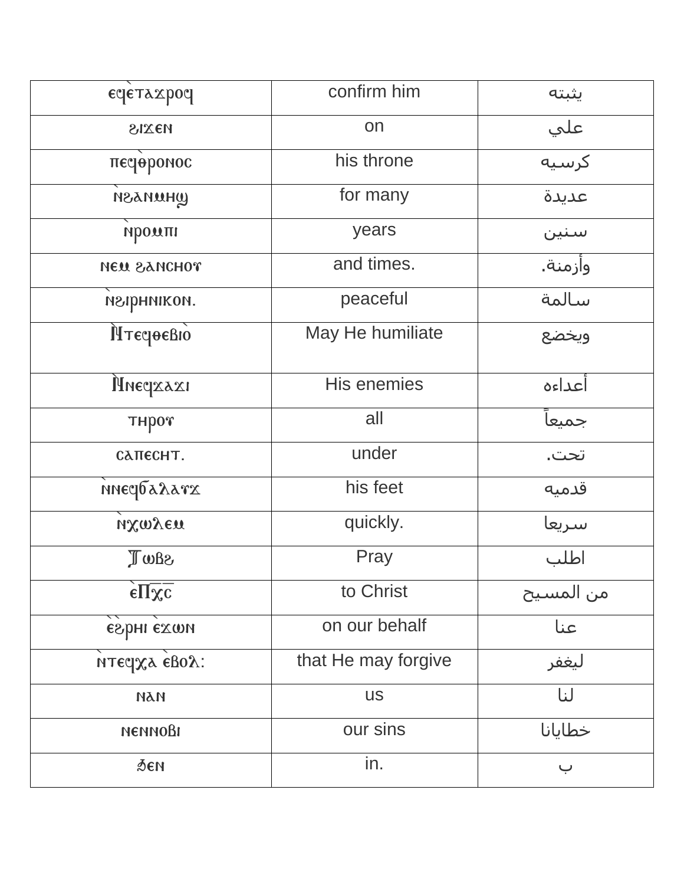| ⲉϥⲉ̀ⲧⲁϫⲣⲟϥ | confirm him | يثبته |
| --- | --- | --- |
| ϩⲓϫⲉⲛ | on | علي |
| ⲡⲉϥ̀ⲑⲣⲟⲛⲟⲥ | his throne | كرسيه |
| ⲛ̀ϩⲁⲛⲙⲏϣ | for many | عديدة |
| ⲛ̀ⲣⲟⲙⲡⲓ | years | سنين |
| ⲛⲉⲙ ϩⲁⲛⲥⲏⲟⲩ | and times. | وأزمنة. |
| ⲛ̀ϩⲓⲣⲏⲛⲓⲕⲟⲛ. | peaceful | سالمة |
| Ⲛ̀ⲧⲉϥⲑⲉⲃⲓⲟ̀ | May He humiliate | ويخضع |
| Ⲛ̀ⲛⲉϥϫⲁϫⲓ | His enemies | أعداءه |
| ⲧⲏⲣⲟⲩ | all | جميعاً |
| ⲥⲁⲡⲉⲥⲏⲧ. | under | تحت. |
| ⲛ̀ⲛⲉϥϭⲁⲗⲁⲩϫ | his feet | قدميه |
| ⲛ̀ⲭⲱⲗⲉⲙ | quickly. | سريعا |
| Ⲧⲱⲃϩ | Pray | اطلب |
| ⲉ̀Ⲡ̅ⲭ̅ⲥ̅ | to Christ | من المسيح |
| ⲉ̀ϩ̀ⲣⲏⲓ ⲉ̀ϫⲱⲛ | on our behalf | عنا |
| ⲛ̀ⲧⲉϥⲭⲁ ⲉ̀ⲃⲟⲗ: | that He may forgive | ليغفر |
| ⲛⲁⲛ | us | لنا |
| ⲛⲉⲛⲛⲟⲃⲓ | our sins | خطايانا |
| Ϧⲉⲛ | in. | ب |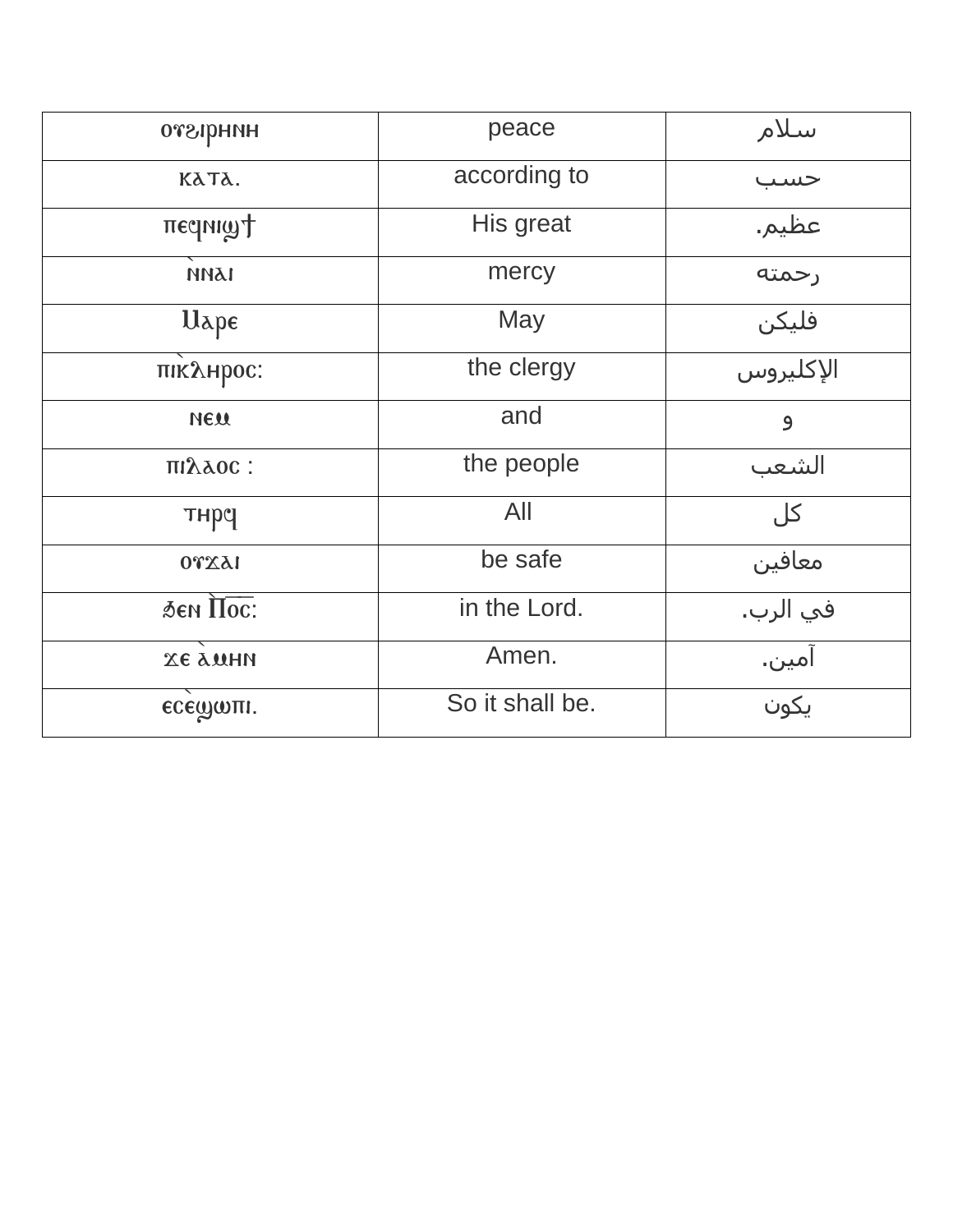| | | |
|---|---|---|
| ⲟⲩϩⲓⲣⲏⲛⲏ | peace | سلام |
| ⲕⲁⲧⲁ. | according to | حسب |
| ⲡⲉϥⲛⲓϣϯ | His great | عظيم. |
| ⲛ̀ⲛⲁⲓ | mercy | رحمته |
| Ⲙⲁⲣⲉ | May | فليكن |
| ⲡⲓⲕ̀ⲗⲏⲣⲟⲥ: | the clergy | الإكليروس |
| ⲛⲉⲙ | and | و |
| ⲡⲓⲗⲁⲟⲥ : | the people | الشعب |
| ⲧⲏⲣϥ | All | كل |
| ⲟⲩϫⲁⲓ | be safe | معافين |
| ϧⲉⲛ Ⲡ̀ⲟ̅ⲥ̅: | in the Lord. | في الرب. |
| ϫⲉ ⲁ̀ⲙⲏⲛ | Amen. | آمين. |
| ⲉⲥⲉ̀ϣⲱⲡⲓ. | So it shall be. | يكون |